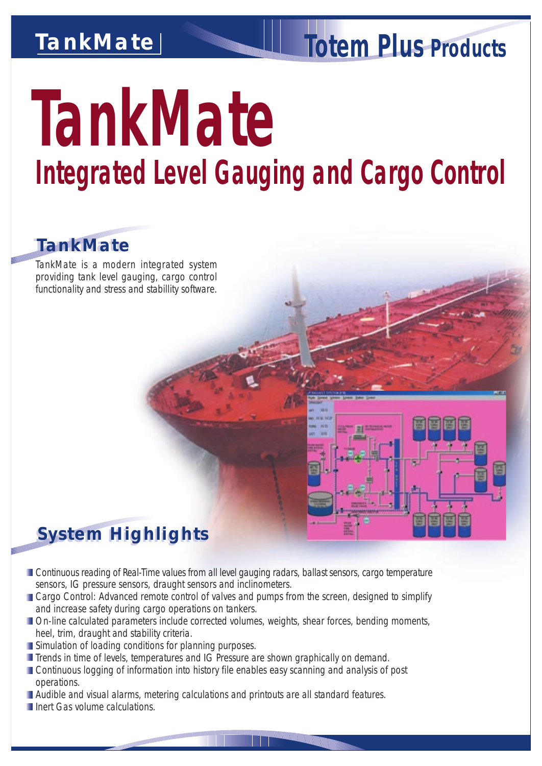# TankMate

## Integrated Level Gauging and Cargo Control

## TankMate

TankMate is a modern integrated system providing tank level gauging, cargo control functionality and stress and stabillity software.

## System Highlights

- Continuous reading of Real-Time values from all level gauging radars, ballast sensors, cargo temperature sensors, IG pressure sensors, draught sensors and inclinometers.
- Cargo Control: Advanced remote control of valves and pumps from the screen, designed to simplify and increase safety during cargo operations on tankers.
- On-line calculated parameters include corrected volumes, weights, shear forces, bending moments, heel, trim, draught and stability criteria.
- Simulation of loading conditions for planning purposes.
- Trends in time of levels, temperatures and IG Pressure are shown graphically on demand.
- Continuous logging of information into history file enables easy scanning and analysis of post operations.
- Audible and visual alarms, metering calculations and printouts are all standard features.
- Inert Gas volume calculations.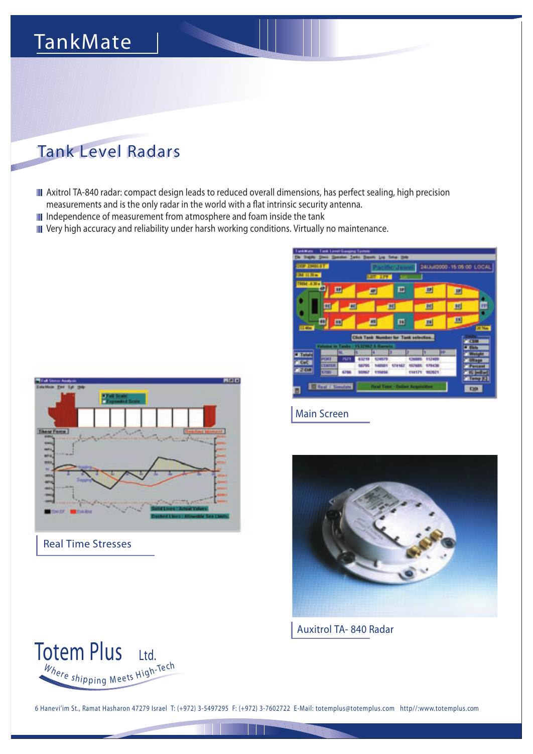# TankMate

## Tank Level Radars

- Axitrol TA-840 radar: compact design leads to reduced overall dimensions, has perfect sealing, high precision measurements and is the only radar in the world with a flat intrinsic security antenna.
- Independence of measurement from atmosphere and foam inside the tank
- Very high accuracy and reliability under harsh working conditions. Virtually no maintenance.

Main Screen

Real Time Stresses

Auxitrol TA- 840 Radar

Totem Plus Ltd.

*Where shipping Meets High-Tech*

6 Hanevi'im St., Ramat Hasharon 47279 Israel T: (+972) 3-5497295 F: (+972) 3-7602722 E-Mail: totemplus@totemplus.com http//:www.totemplus.com